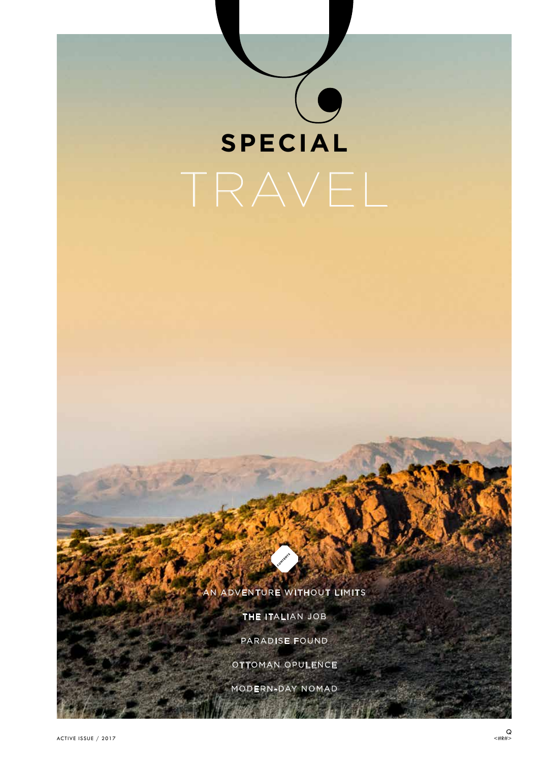# SPECIAL TRAVEL

CONTENTS

AN ADVENTURE WITHOUT LIMITS

THE ITALIAN JOB

PARADISE FOUND

OTTOMAN OPULENCE

MODERN-DAY NOMAD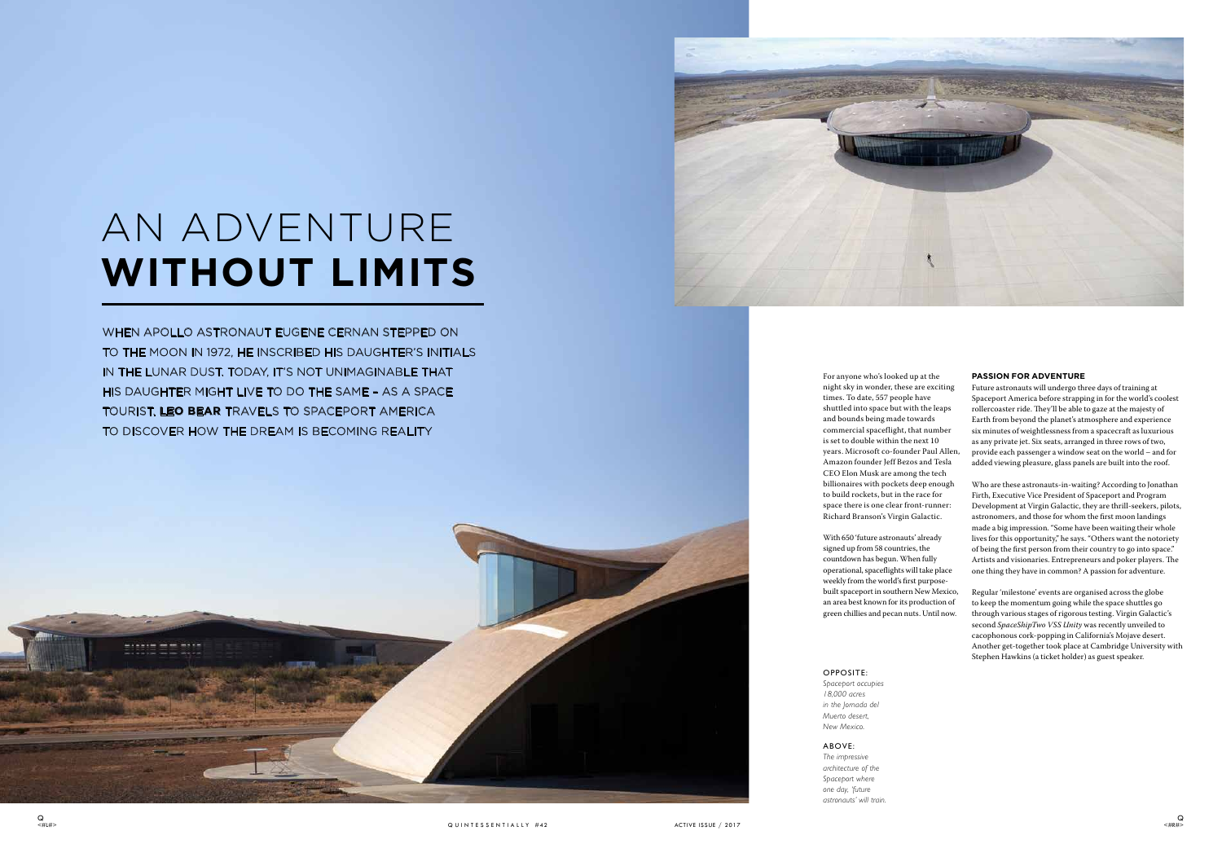# AN ADVENTURE **WITHOUT LIMITS**

WHEN APOLLO ASTRONAUT EUGENE CERNAN STEPPED ON TO THE MOON IN 1972, HE INSCRIBED HIS DAUGHTER'S INITIALS IN THE LUNAR DUST. TODAY, IT'S NOT UNIMAGINABLE THAT HIS DAUGHTER MIGHT LIVE TO DO THE SAME – AS A SPACE TOURIST. **LEO BEAR** TRAVELS TO SPACEPORT AMERICA TO DISCOVER HOW THE DREAM IS BECOMING REALITY

For anyone who's looked up at the night sky in wonder, these are exciting times. To date, 557 people have shuttled into space but with the leaps and bounds being made towards commercial spaceflight, that number is set to double within the next 10 years. Microsoft co-founder Paul Allen, Amazon founder Jeff Bezos and Tesla CEO Elon Musk are among the tech billionaires with pockets deep enough to build rockets, but in the race for space there is one clear front-runner: Richard Branson's Virgin Galactic.

With 650 'future astronauts' already signed up from 58 countries, the countdown has begun. When fully operational, spaceflights will take place weekly from the world's first purpose-built spaceport in southern New Mexico, an area best known for its production of green chillies and pecan nuts. Until now.

OPPOSITE:
*Spaceport occupies 18,000 acres in the Jornada del Muerto desert, New Mexico.*

ABOVE:
*The impressive architecture of the Spaceport where one day, 'future astronauts' will train.*

### PASSION FOR ADVENTURE

Future astronauts will undergo three days of training at Spaceport America before strapping in for the world's coolest rollercoaster ride. They'll be able to gaze at the majesty of Earth from beyond the planet's atmosphere and experience six minutes of weightlessness from a spacecraft as luxurious as any private jet. Six seats, arranged in three rows of two, provide each passenger a window seat on the world – and for added viewing pleasure, glass panels are built into the roof.

Who are these astronauts-in-waiting? According to Jonathan Firth, Executive Vice President of Spaceport and Program Development at Virgin Galactic, they are thrill-seekers, pilots, astronomers, and those for whom the first moon landings made a big impression. "Some have been waiting their whole lives for this opportunity," he says. "Others want the notoriety of being the first person from their country to go into space." Artists and visionaries. Entrepreneurs and poker players. The one thing they have in common? A passion for adventure.

Regular 'milestone' events are organised across the globe to keep the momentum going while the space shuttles go through various stages of rigorous testing. Virgin Galactic's second *SpaceShipTwo VSS Unity* was recently unveiled to cacophonous cork-popping in California's Mojave desert. Another get-together took place at Cambridge University with Stephen Hawkins (a ticket holder) as guest speaker.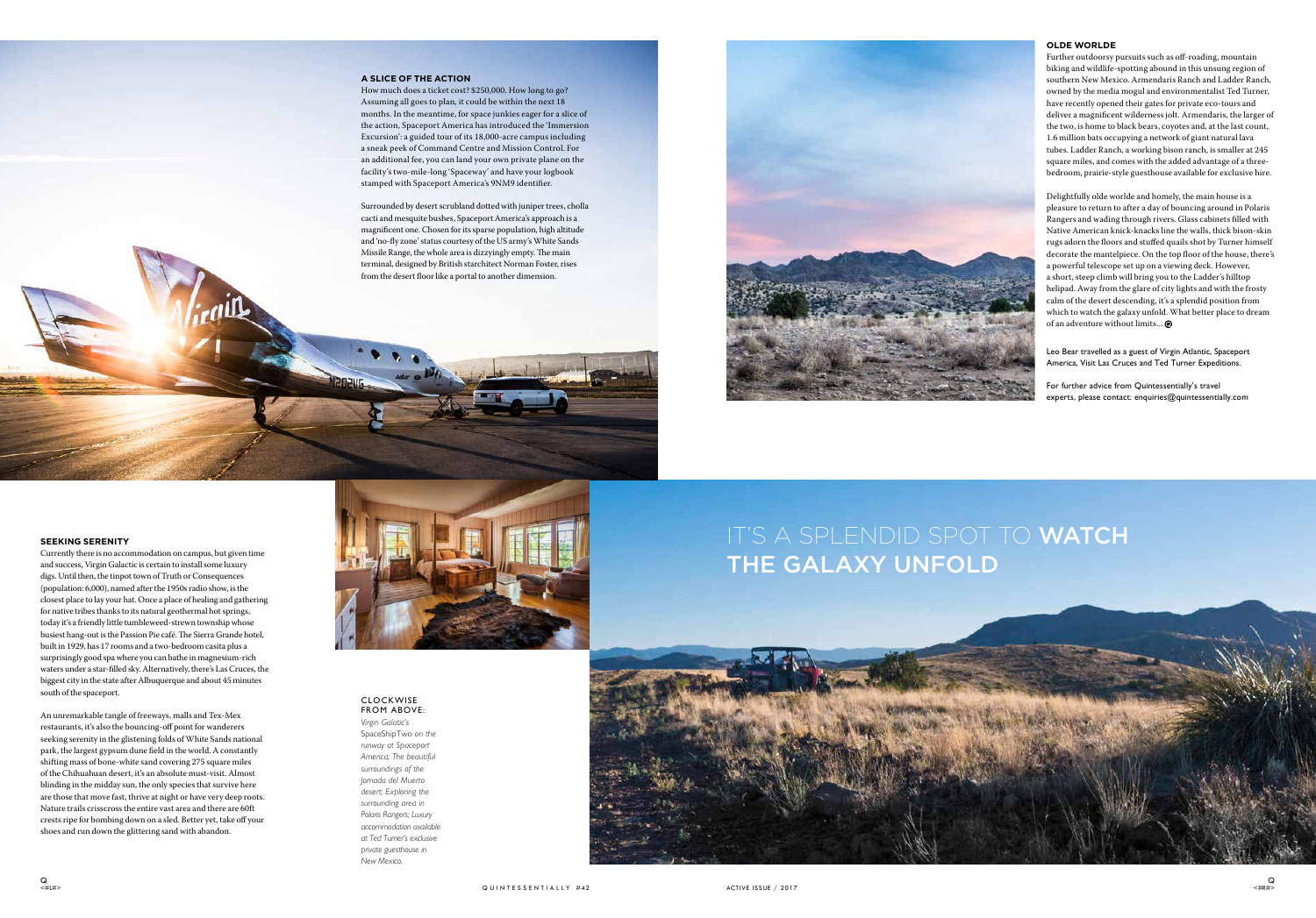## A SLICE OF THE ACTION

How much does a ticket cost? $250,000. How long to go? Assuming all goes to plan, it could be within the next 18 months. In the meantime, for space junkies eager for a slice of the action, Spaceport America has introduced the 'Immersion Excursion': a guided tour of its 18,000-acre campus including a sneak peek of Command Centre and Mission Control. For an additional fee, you can land your own private plane on the facility's two-mile-long 'Spaceway' and have your logbook stamped with Spaceport America's 9NM9 identifier.

Surrounded by desert scrubland dotted with juniper trees, cholla cacti and mesquite bushes, Spaceport America's approach is a magnificent one. Chosen for its sparse population, high altitude and 'no-fly zone' status courtesy of the US army's White Sands Missile Range, the whole area is dizzyingly empty. The main terminal, designed by British starchitect Norman Foster, rises from the desert floor like a portal to another dimension.

## SEEKING SERENITY

Currently there is no accommodation on campus, but given time and success, Virgin Galactic is certain to install some luxury digs. Until then, the tinpot town of Truth or Consequences (population: 6,000), named after the 1950s radio show, is the closest place to lay your hat. Once a place of healing and gathering for native tribes thanks to its natural geothermal hot springs, today it's a friendly little tumbleweed-strewn township whose busiest hang-out is the Passion Pie café. The Sierra Grande hotel, built in 1929, has 17 rooms and a two-bedroom casita plus a surprisingly good spa where you can bathe in magnesium-rich waters under a star-filled sky. Alternatively, there's Las Cruces, the biggest city in the state after Albuquerque and about 45 minutes south of the spaceport.

An unremarkable tangle of freeways, malls and Tex-Mex restaurants, it's also the bouncing-off point for wanderers seeking serenity in the glistening folds of White Sands national park, the largest gypsum dune field in the world. A constantly shifting mass of bone-white sand covering 275 square miles of the Chihuahuan desert, it's an absolute must-visit. Almost blinding in the midday sun, the only species that survive here are those that move fast, thrive at night or have very deep roots. Nature trails crisscross the entire vast area and there are 60ft crests ripe for bombing down on a sled. Better yet, take off your shoes and run down the glittering sand with abandon.

CLOCKWISE FROM ABOVE:
*Virgin Galatic's* SpaceShipTwo *on the runway at Spaceport America; The beautiful surroundings of the Jornada del Muerto desert; Exploring the surrounding area in Polaris Rangers; Luxury accommodation available at Ted Turner's exclusive private guesthouse in New Mexico.*

## OLDE WORLDE

Further outdoorsy pursuits such as off-roading, mountain biking and wildlife-spotting abound in this unsung region of southern New Mexico. Armendaris Ranch and Ladder Ranch, owned by the media mogul and environmentalist Ted Turner, have recently opened their gates for private eco-tours and deliver a magnificent wilderness jolt. Armendaris, the larger of the two, is home to black bears, coyotes and, at the last count, 1.6 million bats occupying a network of giant natural lava tubes. Ladder Ranch, a working bison ranch, is smaller at 245 square miles, and comes with the added advantage of a three-bedroom, prairie-style guesthouse available for exclusive hire.

Delightfully olde worlde and homely, the main house is a pleasure to return to after a day of bouncing around in Polaris Rangers and wading through rivers. Glass cabinets filled with Native American knick-knacks line the walls, thick bison-skin rugs adorn the floors and stuffed quails shot by Turner himself decorate the mantelpiece. On the top floor of the house, there's a powerful telescope set up on a viewing deck. However, a short, steep climb will bring you to the Ladder's hilltop helipad. Away from the glare of city lights and with the frosty calm of the desert descending, it's a splendid position from which to watch the galaxy unfold. What better place to dream of an adventure without limits...

Leo Bear travelled as a guest of Virgin Atlantic, Spaceport America, Visit Las Cruces and Ted Turner Expeditions.

For further advice from Quintessentially's travel experts, please contact: enquiries@quintessentially.com

# IT'S A SPLENDID SPOT TO **WATCH THE GALAXY UNFOLD**